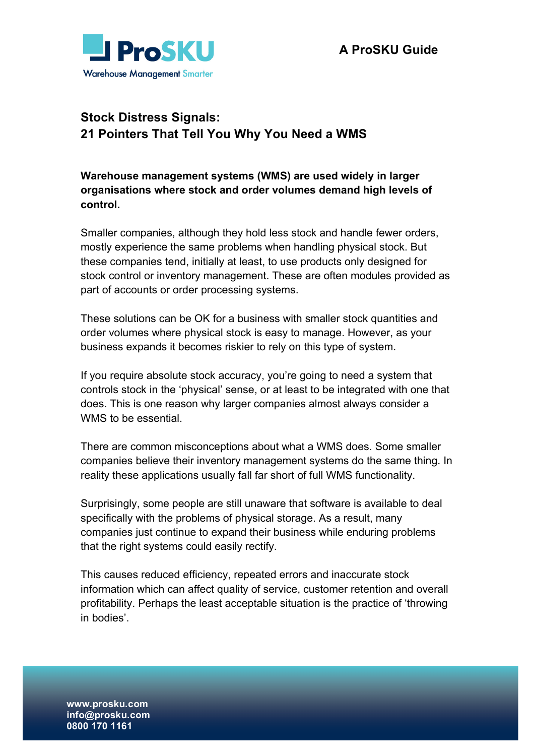A ProSKU Guide

# Stock Distress Signals: 21 Pointers That Tell You Why You Need a WMS

**Warehouse management systems (WMS) are used widely in larger organisations where stock and order volumes demand high levels of control.**

Smaller companies, although they hold less stock and handle fewer orders, mostly experience the same problems when handling physical stock. But these companies tend, initially at least, to use products only designed for stock control or inventory management. These are often modules provided as part of accounts or order processing systems.

These solutions can be OK for a business with smaller stock quantities and order volumes where physical stock is easy to manage. However, as your business expands it becomes riskier to rely on this type of system.

If you require absolute stock accuracy, you're going to need a system that controls stock in the 'physical' sense, or at least to be integrated with one that does. This is one reason why larger companies almost always consider a WMS to be essential.

There are common misconceptions about what a WMS does. Some smaller companies believe their inventory management systems do the same thing. In reality these applications usually fall far short of full WMS functionality.

Surprisingly, some people are still unaware that software is available to deal specifically with the problems of physical storage. As a result, many companies just continue to expand their business while enduring problems that the right systems could easily rectify.

This causes reduced efficiency, repeated errors and inaccurate stock information which can affect quality of service, customer retention and overall profitability. Perhaps the least acceptable situation is the practice of 'throwing in bodies'.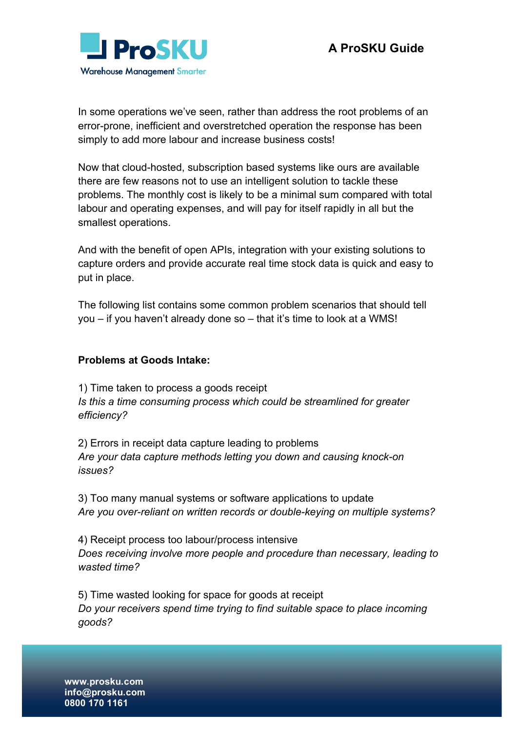In some operations we've seen, rather than address the root problems of an error-prone, inefficient and overstretched operation the response has been simply to add more labour and increase business costs!

Now that cloud-hosted, subscription based systems like ours are available there are few reasons not to use an intelligent solution to tackle these problems. The monthly cost is likely to be a minimal sum compared with total labour and operating expenses, and will pay for itself rapidly in all but the smallest operations.

And with the benefit of open APIs, integration with your existing solutions to capture orders and provide accurate real time stock data is quick and easy to put in place.

The following list contains some common problem scenarios that should tell you – if you haven't already done so – that it's time to look at a WMS!

**Problems at Goods Intake:**

1) Time taken to process a goods receipt
*Is this a time consuming process which could be streamlined for greater efficiency?*

2) Errors in receipt data capture leading to problems
*Are your data capture methods letting you down and causing knock-on issues?*

3) Too many manual systems or software applications to update
*Are you over-reliant on written records or double-keying on multiple systems?*

4) Receipt process too labour/process intensive
*Does receiving involve more people and procedure than necessary, leading to wasted time?*

5) Time wasted looking for space for goods at receipt
*Do your receivers spend time trying to find suitable space to place incoming goods?*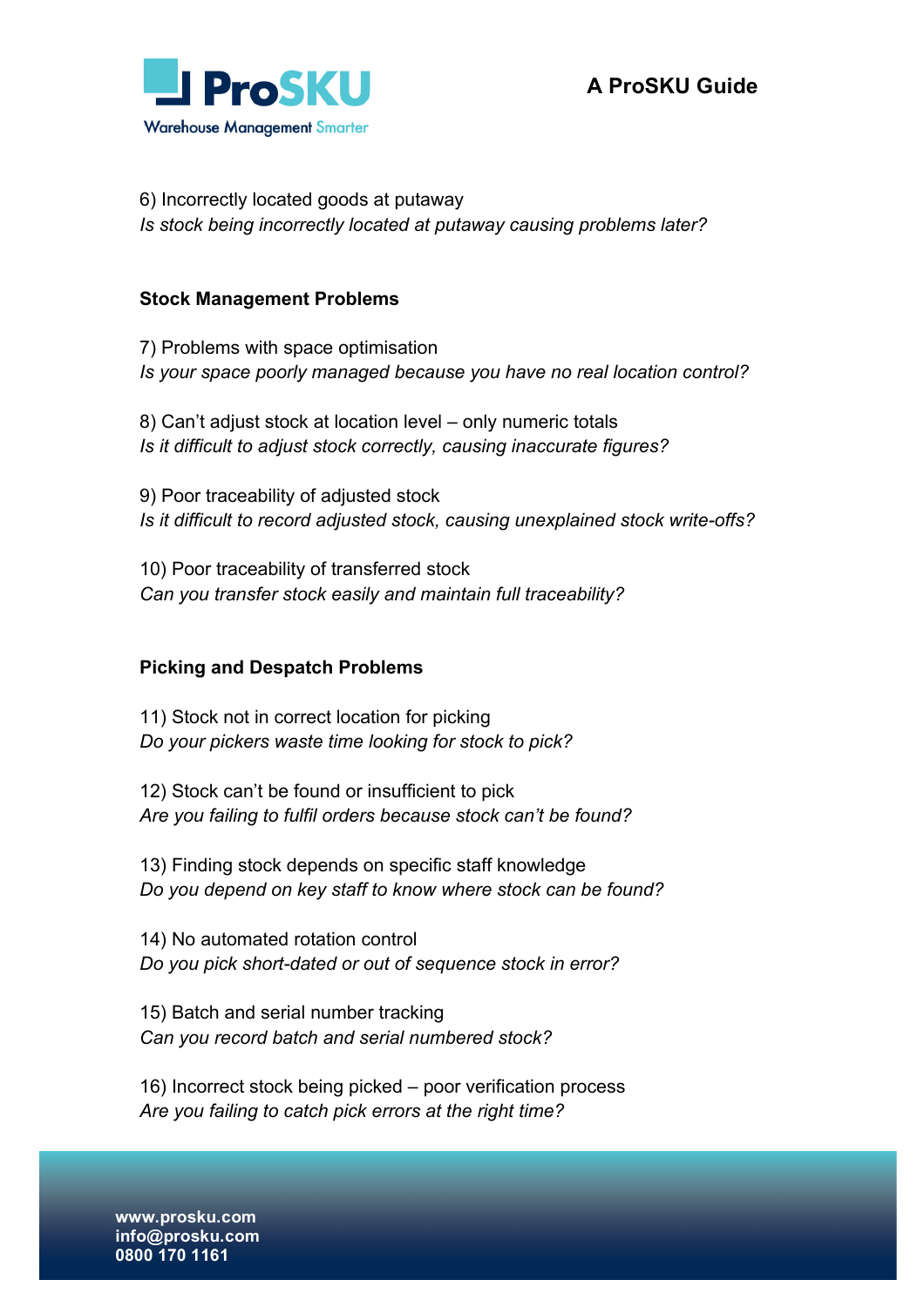6) Incorrectly located goods at putaway
*Is stock being incorrectly located at putaway causing problems later?*

### Stock Management Problems

7) Problems with space optimisation
*Is your space poorly managed because you have no real location control?*

8) Can't adjust stock at location level – only numeric totals
*Is it difficult to adjust stock correctly, causing inaccurate figures?*

9) Poor traceability of adjusted stock
*Is it difficult to record adjusted stock, causing unexplained stock write-offs?*

10) Poor traceability of transferred stock
*Can you transfer stock easily and maintain full traceability?*

### Picking and Despatch Problems

11) Stock not in correct location for picking
*Do your pickers waste time looking for stock to pick?*

12) Stock can't be found or insufficient to pick
*Are you failing to fulfil orders because stock can't be found?*

13) Finding stock depends on specific staff knowledge
*Do you depend on key staff to know where stock can be found?*

14) No automated rotation control
*Do you pick short-dated or out of sequence stock in error?*

15) Batch and serial number tracking
*Can you record batch and serial numbered stock?*

16) Incorrect stock being picked – poor verification process
*Are you failing to catch pick errors at the right time?*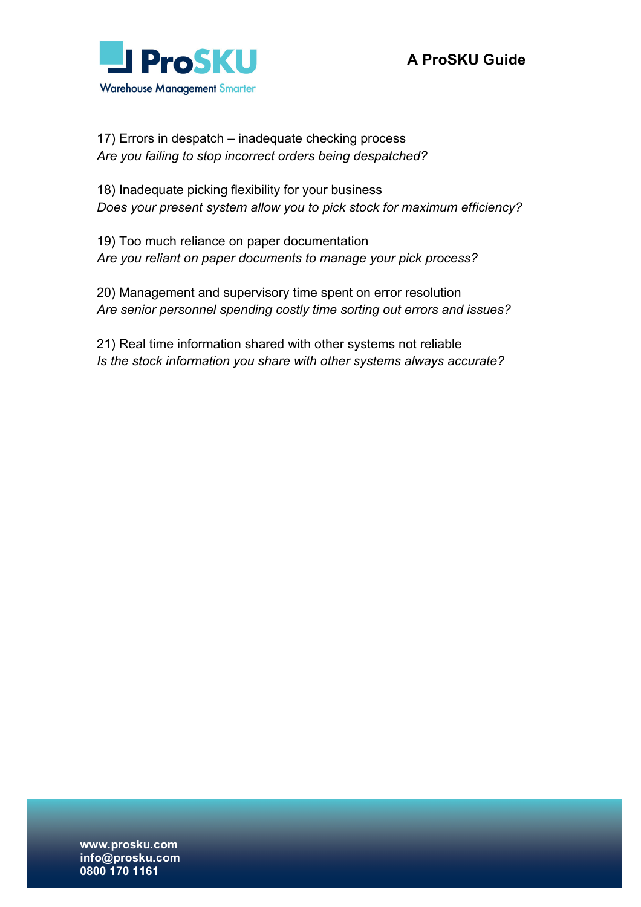17) Errors in despatch – inadequate checking process
*Are you failing to stop incorrect orders being despatched?*

18) Inadequate picking flexibility for your business
*Does your present system allow you to pick stock for maximum efficiency?*

19) Too much reliance on paper documentation
*Are you reliant on paper documents to manage your pick process?*

20) Management and supervisory time spent on error resolution
*Are senior personnel spending costly time sorting out errors and issues?*

21) Real time information shared with other systems not reliable
*Is the stock information you share with other systems always accurate?*